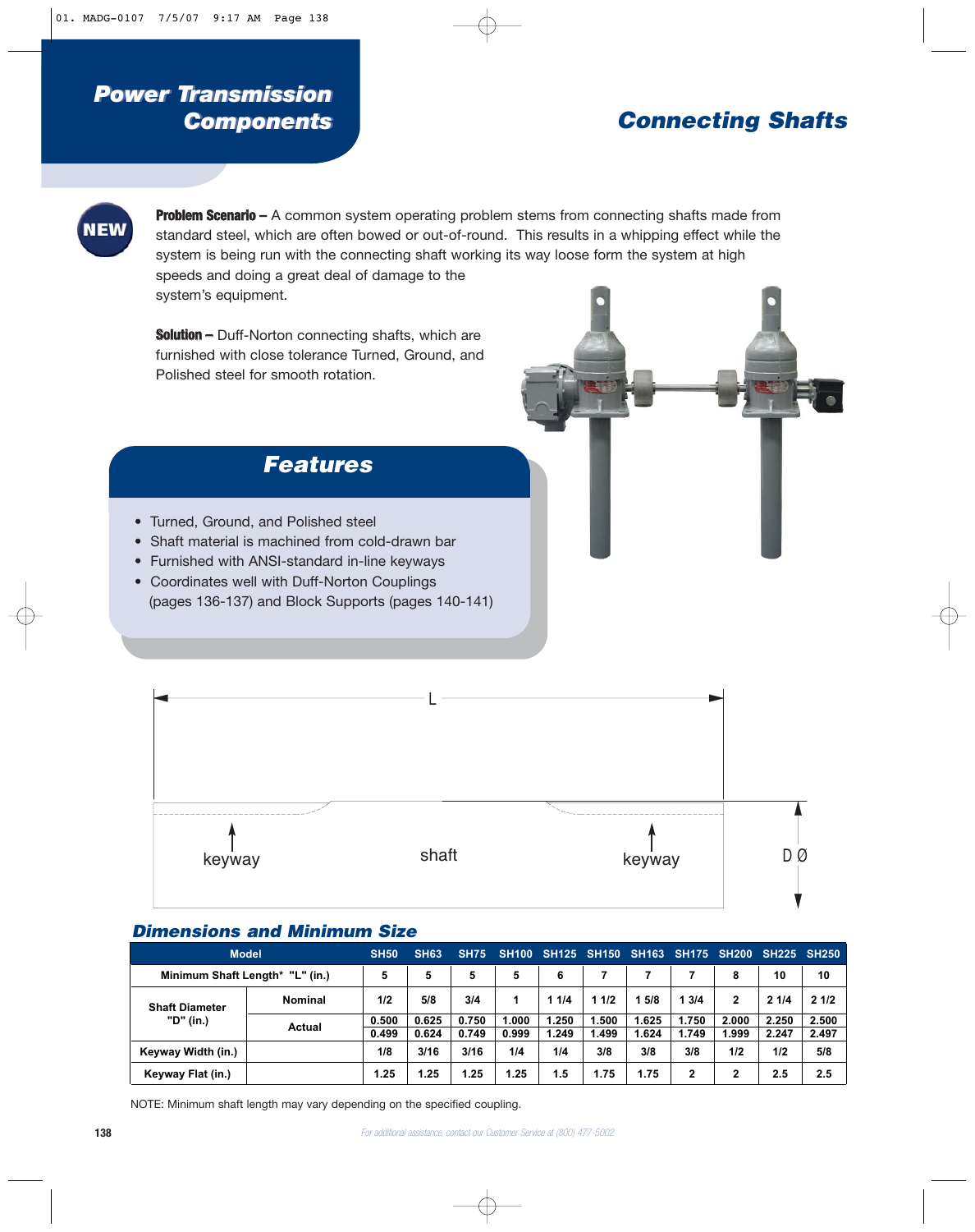# Power Transmission Components

## Connecting Shafts

NEW

**Problem Scenario –** A common system operating problem stems from connecting shafts made from standard steel, which are often bowed or out-of-round. This results in a whipping effect while the system is being run with the connecting shaft working its way loose form the system at high speeds and doing a great deal of damage to the system's equipment.

**Solution –** Duff-Norton connecting shafts, which are furnished with close tolerance Turned, Ground, and Polished steel for smooth rotation.

## Features

- Turned, Ground, and Polished steel
- Shaft material is machined from cold-drawn bar
- Furnished with ANSI-standard in-line keyways
- Coordinates well with Duff-Norton Couplings (pages 136-137) and Block Supports (pages 140-141)

L

keyway | shaft | keyway | D Ø

### Dimensions and Minimum Size

| Model | | SH50 | SH63 | SH75 | SH100 | SH125 | SH150 | SH163 | SH175 | SH200 | SH225 | SH250 |
|---|---|---|---|---|---|---|---|---|---|---|---|---|
| Minimum Shaft Length* "L" (in.) | | 5 | 5 | 5 | 5 | 6 | 7 | 7 | 7 | 8 | 10 | 10 |
| Shaft Diameter "D" (in.) | Nominal | 1/2 | 5/8 | 3/4 | 1 | 1 1/4 | 1 1/2 | 1 5/8 | 1 3/4 | 2 | 2 1/4 | 2 1/2 |
| | Actual | 0.500 0.499 | 0.625 0.624 | 0.750 0.749 | 1.000 0.999 | 1.250 1.249 | 1.500 1.499 | 1.625 1.624 | 1.750 1.749 | 2.000 1.999 | 2.250 2.247 | 2.500 2.497 |
| Keyway Width (in.) | | 1/8 | 3/16 | 3/16 | 1/4 | 1/4 | 3/8 | 3/8 | 3/8 | 1/2 | 1/2 | 5/8 |
| Keyway Flat (in.) | | 1.25 | 1.25 | 1.25 | 1.25 | 1.5 | 1.75 | 1.75 | 2 | 2 | 2.5 | 2.5 |

NOTE: Minimum shaft length may vary depending on the specified coupling.

For additional assistance, contact our Customer Service at (800) 477-5002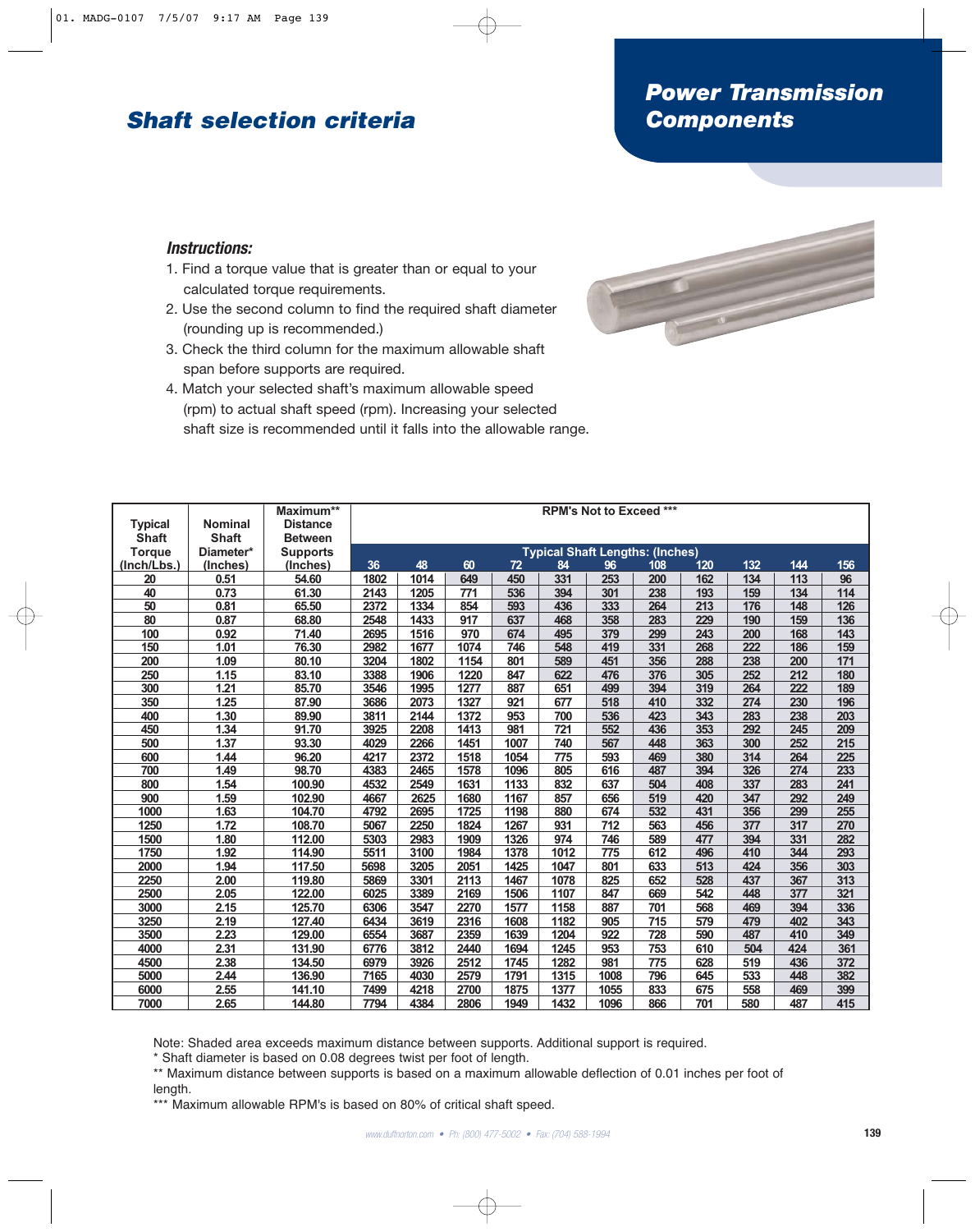# Shaft selection criteria

## Power Transmission Components

### *Instructions:*

1. Find a torque value that is greater than or equal to your calculated torque requirements.
2. Use the second column to find the required shaft diameter (rounding up is recommended.)
3. Check the third column for the maximum allowable shaft span before supports are required.
4. Match your selected shaft's maximum allowable speed (rpm) to actual shaft speed (rpm). Increasing your selected shaft size is recommended until it falls into the allowable range.

| Typical Shaft Torque (Inch/Lbs.) | Nominal Shaft Diameter* (Inches) | Maximum** Distance Between Supports (Inches) | RPM's Not to Exceed *** | | | | | | | | | | |
|---|---|---|---|---|---|---|---|---|---|---|---|---|---|
| | | | Typical Shaft Lengths: (Inches) | | | | | | | | | | |
| | | | 36 | 48 | 60 | 72 | 84 | 96 | 108 | 120 | 132 | 144 | 156 |
| 20 | 0.51 | 54.60 | 1802 | 1014 | 649 | 450 | 331 | 253 | 200 | 162 | 134 | 113 | 96 |
| 40 | 0.73 | 61.30 | 2143 | 1205 | 771 | 536 | 394 | 301 | 238 | 193 | 159 | 134 | 114 |
| 50 | 0.81 | 65.50 | 2372 | 1334 | 854 | 593 | 436 | 333 | 264 | 213 | 176 | 148 | 126 |
| 80 | 0.87 | 68.80 | 2548 | 1433 | 917 | 637 | 468 | 358 | 283 | 229 | 190 | 159 | 136 |
| 100 | 0.92 | 71.40 | 2695 | 1516 | 970 | 674 | 495 | 379 | 299 | 243 | 200 | 168 | 143 |
| 150 | 1.01 | 76.30 | 2982 | 1677 | 1074 | 746 | 548 | 419 | 331 | 268 | 222 | 186 | 159 |
| 200 | 1.09 | 80.10 | 3204 | 1802 | 1154 | 801 | 589 | 451 | 356 | 288 | 238 | 200 | 171 |
| 250 | 1.15 | 83.10 | 3388 | 1906 | 1220 | 847 | 622 | 476 | 376 | 305 | 252 | 212 | 180 |
| 300 | 1.21 | 85.70 | 3546 | 1995 | 1277 | 887 | 651 | 499 | 394 | 319 | 264 | 222 | 189 |
| 350 | 1.25 | 87.90 | 3686 | 2073 | 1327 | 921 | 677 | 518 | 410 | 332 | 274 | 230 | 196 |
| 400 | 1.30 | 89.90 | 3811 | 2144 | 1372 | 953 | 700 | 536 | 423 | 343 | 283 | 238 | 203 |
| 450 | 1.34 | 91.70 | 3925 | 2208 | 1413 | 981 | 721 | 552 | 436 | 353 | 292 | 245 | 209 |
| 500 | 1.37 | 93.30 | 4029 | 2266 | 1451 | 1007 | 740 | 567 | 448 | 363 | 300 | 252 | 215 |
| 600 | 1.44 | 96.20 | 4217 | 2372 | 1518 | 1054 | 775 | 593 | 469 | 380 | 314 | 264 | 225 |
| 700 | 1.49 | 98.70 | 4383 | 2465 | 1578 | 1096 | 805 | 616 | 487 | 394 | 326 | 274 | 233 |
| 800 | 1.54 | 100.90 | 4532 | 2549 | 1631 | 1133 | 832 | 637 | 504 | 408 | 337 | 283 | 241 |
| 900 | 1.59 | 102.90 | 4667 | 2625 | 1680 | 1167 | 857 | 656 | 519 | 420 | 347 | 292 | 249 |
| 1000 | 1.63 | 104.70 | 4792 | 2695 | 1725 | 1198 | 880 | 674 | 532 | 431 | 356 | 299 | 255 |
| 1250 | 1.72 | 108.70 | 5067 | 2250 | 1824 | 1267 | 931 | 712 | 563 | 456 | 377 | 317 | 270 |
| 1500 | 1.80 | 112.00 | 5303 | 2983 | 1909 | 1326 | 974 | 746 | 589 | 477 | 394 | 331 | 282 |
| 1750 | 1.92 | 114.90 | 5511 | 3100 | 1984 | 1378 | 1012 | 775 | 612 | 496 | 410 | 344 | 293 |
| 2000 | 1.94 | 117.50 | 5698 | 3205 | 2051 | 1425 | 1047 | 801 | 633 | 513 | 424 | 356 | 303 |
| 2250 | 2.00 | 119.80 | 5869 | 3301 | 2113 | 1467 | 1078 | 825 | 652 | 528 | 437 | 367 | 313 |
| 2500 | 2.05 | 122.00 | 6025 | 3389 | 2169 | 1506 | 1107 | 847 | 669 | 542 | 448 | 377 | 321 |
| 3000 | 2.15 | 125.70 | 6306 | 3547 | 2270 | 1577 | 1158 | 887 | 701 | 568 | 469 | 394 | 336 |
| 3250 | 2.19 | 127.40 | 6434 | 3619 | 2316 | 1608 | 1182 | 905 | 715 | 579 | 479 | 402 | 343 |
| 3500 | 2.23 | 129.00 | 6554 | 3687 | 2359 | 1639 | 1204 | 922 | 728 | 590 | 487 | 410 | 349 |
| 4000 | 2.31 | 131.90 | 6776 | 3812 | 2440 | 1694 | 1245 | 953 | 753 | 610 | 504 | 424 | 361 |
| 4500 | 2.38 | 134.50 | 6979 | 3926 | 2512 | 1745 | 1282 | 981 | 775 | 628 | 519 | 436 | 372 |
| 5000 | 2.44 | 136.90 | 7165 | 4030 | 2579 | 1791 | 1315 | 1008 | 796 | 645 | 533 | 448 | 382 |
| 6000 | 2.55 | 141.10 | 7499 | 4218 | 2700 | 1875 | 1377 | 1055 | 833 | 675 | 558 | 469 | 399 |
| 7000 | 2.65 | 144.80 | 7794 | 4384 | 2806 | 1949 | 1432 | 1096 | 866 | 701 | 580 | 487 | 415 |

Note: Shaded area exceeds maximum distance between supports. Additional support is required.

\* Shaft diameter is based on 0.08 degrees twist per foot of length.

** Maximum distance between supports is based on a maximum allowable deflection of 0.01 inches per foot of length.

*** Maximum allowable RPM's is based on 80% of critical shaft speed.

www.duffnorton.com • Ph: (800) 477-5002 • Fax: (704) 588-1994